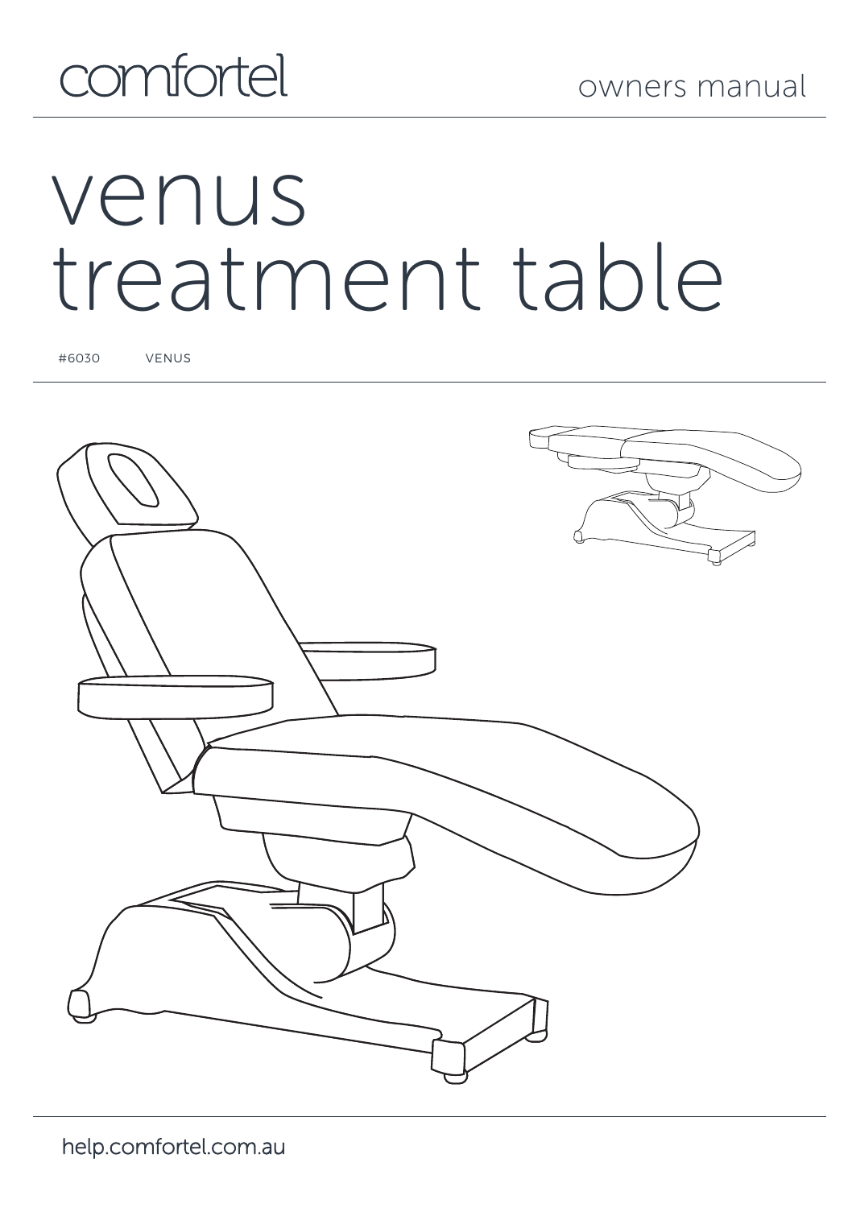comfortel

owners manual

# venus treatment table

#6030 VENUS

help.comfortel.com.au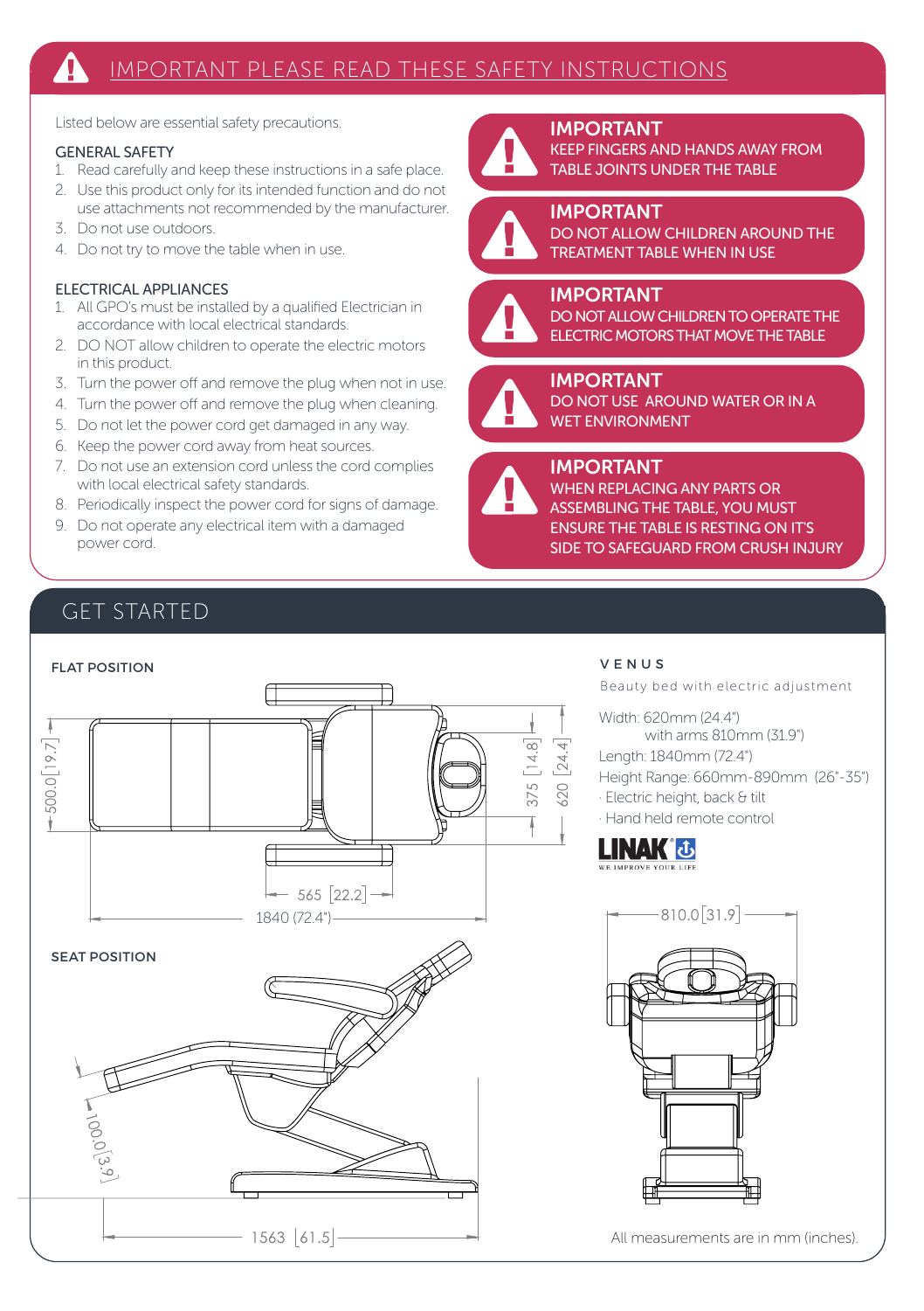# IMPORTANT PLEASE READ THESE SAFETY INSTRUCTIONS

Listed below are essential safety precautions.

### GENERAL SAFETY

1. Read carefully and keep these instructions in a safe place.
2. Use this product only for its intended function and do not use attachments not recommended by the manufacturer.
3. Do not use outdoors.
4. Do not try to move the table when in use.

### ELECTRICAL APPLIANCES

1. All GPO's must be installed by a qualified Electrician in accordance with local electrical standards.
2. DO NOT allow children to operate the electric motors in this product.
3. Turn the power off and remove the plug when not in use.
4. Turn the power off and remove the plug when cleaning.
5. Do not let the power cord get damaged in any way.
6. Keep the power cord away from heat sources.
7. Do not use an extension cord unless the cord complies with local electrical safety standards.
8. Periodically inspect the power cord for signs of damage.
9. Do not operate any electrical item with a damaged power cord.

**IMPORTANT**
KEEP FINGERS AND HANDS AWAY FROM TABLE JOINTS UNDER THE TABLE

**IMPORTANT**
DO NOT ALLOW CHILDREN AROUND THE TREATMENT TABLE WHEN IN USE

**IMPORTANT**
DO NOT ALLOW CHILDREN TO OPERATE THE ELECTRIC MOTORS THAT MOVE THE TABLE

**IMPORTANT**
DO NOT USE AROUND WATER OR IN A WET ENVIRONMENT

**IMPORTANT**
WHEN REPLACING ANY PARTS OR ASSEMBLING THE TABLE, YOU MUST ENSURE THE TABLE IS RESTING ON IT'S SIDE TO SAFEGUARD FROM CRUSH INJURY

# GET STARTED

### FLAT POSITION

500.0 [19.7]
375 [14.8]
620 [24.4]
565 [22.2]
1840 (72.4")

### SEAT POSITION

100.0 [3.9]
1563 [61.5]

### VENUS

Beauty bed with electric adjustment

Width: 620mm (24.4")
with arms 810mm (31.9")
Length: 1840mm (72.4")
Height Range: 660mm-890mm (26"-35")
· Electric height, back & tilt
· Hand held remote control

LINAK
WE IMPROVE YOUR LIFE

810.0 [31.9]

All measurements are in mm (inches).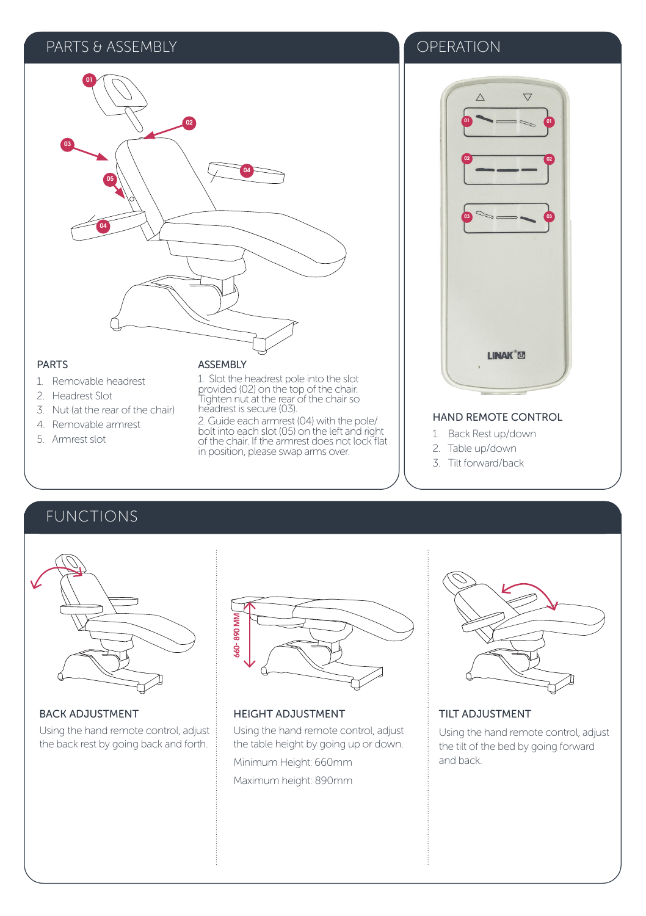## PARTS & ASSEMBLY

01

02

03

05

04

04

### PARTS

1. Removable headrest
2. Headrest Slot
3. Nut (at the rear of the chair)
4. Removable armrest
5. Armrest slot

### ASSEMBLY

1. Slot the headrest pole into the slot provided (02) on the top of the chair. Tighten nut at the rear of the chair so headrest is secure (03).

2. Guide each armrest (04) with the pole/bolt into each slot (05) on the left and right of the chair. If the armrest does not lock flat in position, please swap arms over.

## OPERATION

01 01

02 02

03 03

LINAK

### HAND REMOTE CONTROL

1. Back Rest up/down
2. Table up/down
3. Tilt forward/back

## FUNCTIONS

### BACK ADJUSTMENT

Using the hand remote control, adjust the back rest by going back and forth.

660- 890 MM

### HEIGHT ADJUSTMENT

Using the hand remote control, adjust the table height by going up or down.

Minimum Height: 660mm

Maximum height: 890mm

### TILT ADJUSTMENT

Using the hand remote control, adjust the tilt of the bed by going forward and back.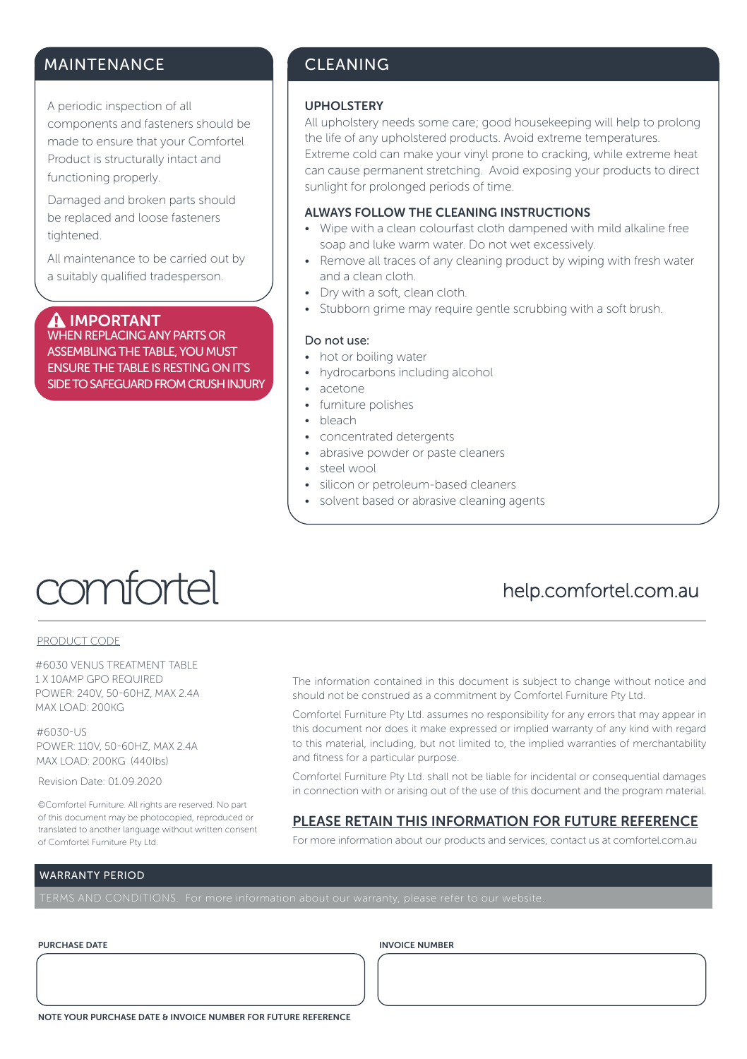## MAINTENANCE

A periodic inspection of all components and fasteners should be made to ensure that your Comfortel Product is structurally intact and functioning properly.

Damaged and broken parts should be replaced and loose fasteners tightened.

All maintenance to be carried out by a suitably qualified tradesperson.

### ⚠ IMPORTANT

WHEN REPLACING ANY PARTS OR ASSEMBLING THE TABLE, YOU MUST ENSURE THE TABLE IS RESTING ON IT'S SIDE TO SAFEGUARD FROM CRUSH INJURY

## CLEANING

### UPHOLSTERY

All upholstery needs some care; good housekeeping will help to prolong the life of any upholstered products. Avoid extreme temperatures. Extreme cold can make your vinyl prone to cracking, while extreme heat can cause permanent stretching. Avoid exposing your products to direct sunlight for prolonged periods of time.

### ALWAYS FOLLOW THE CLEANING INSTRUCTIONS

- Wipe with a clean colourfast cloth dampened with mild alkaline free soap and luke warm water. Do not wet excessively.
- Remove all traces of any cleaning product by wiping with fresh water and a clean cloth.
- Dry with a soft, clean cloth.
- Stubborn grime may require gentle scrubbing with a soft brush.

Do not use:

- hot or boiling water
- hydrocarbons including alcohol
- acetone
- furniture polishes
- bleach
- concentrated detergents
- abrasive powder or paste cleaners
- steel wool
- silicon or petroleum-based cleaners
- solvent based or abrasive cleaning agents

comfortel

help.comfortel.com.au

PRODUCT CODE

#6030 VENUS TREATMENT TABLE
1 X 10AMP GPO REQUIRED
POWER: 240V, 50-60HZ, MAX 2.4A
MAX LOAD: 200KG

#6030-US
POWER: 110V, 50-60HZ, MAX 2.4A
MAX LOAD: 200KG (440lbs)

Revision Date: 01.09.2020

©Comfortel Furniture. All rights are reserved. No part of this document may be photocopied, reproduced or translated to another language without written consent of Comfortel Furniture Pty Ltd.

The information contained in this document is subject to change without notice and should not be construed as a commitment by Comfortel Furniture Pty Ltd.

Comfortel Furniture Pty Ltd. assumes no responsibility for any errors that may appear in this document nor does it make expressed or implied warranty of any kind with regard to this material, including, but not limited to, the implied warranties of merchantability and fitness for a particular purpose.

Comfortel Furniture Pty Ltd. shall not be liable for incidental or consequential damages in connection with or arising out of the use of this document and the program material.

**PLEASE RETAIN THIS INFORMATION FOR FUTURE REFERENCE**

For more information about our products and services, contact us at comfortel.com.au

## WARRANTY PERIOD

TERMS AND CONDITIONS. For more information about our warranty, please refer to our website.

| PURCHASE DATE | INVOICE NUMBER |
|---|---|
| | |

NOTE YOUR PURCHASE DATE & INVOICE NUMBER FOR FUTURE REFERENCE